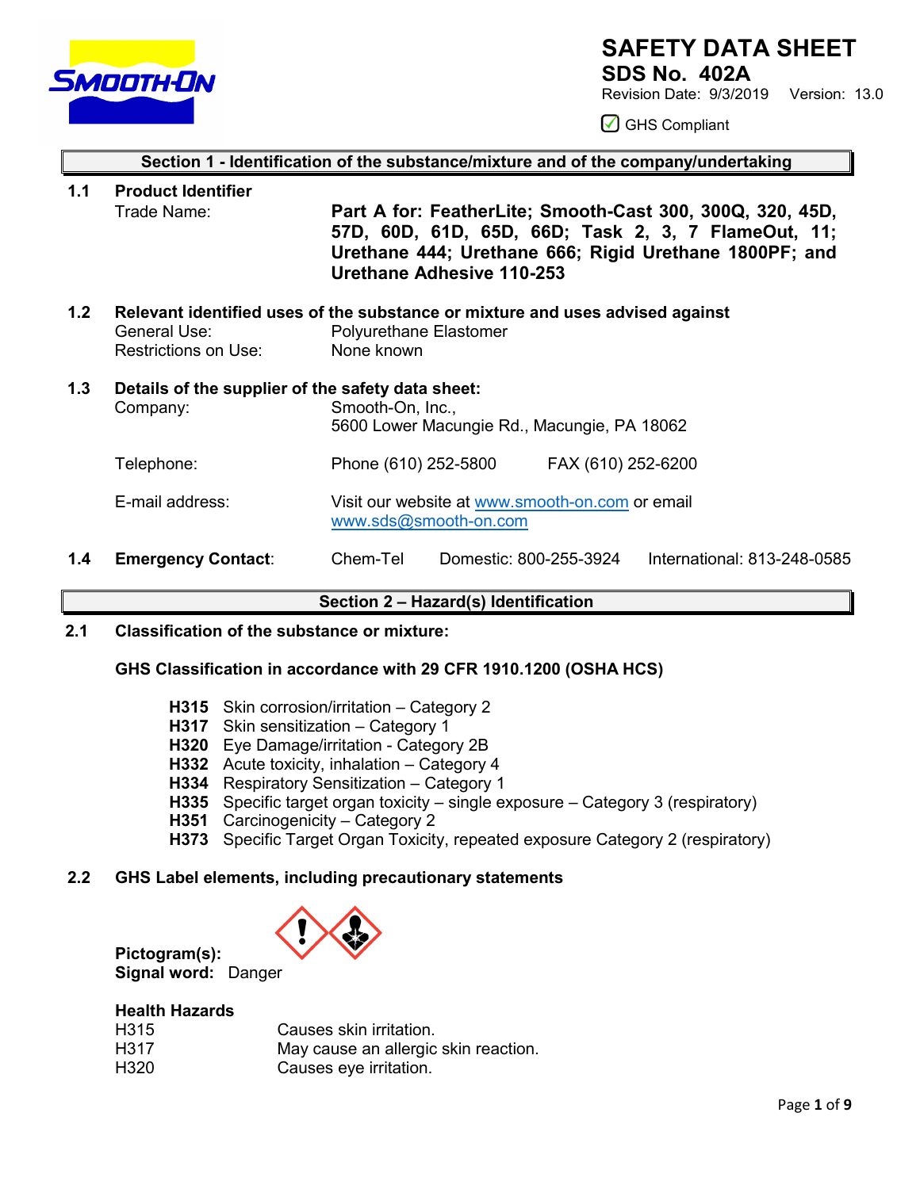# SAFETY DATA SHEET

**SDS No. 402A**

Revision Date: 9/3/2019 Version: 13.0

☑ GHS Compliant

## Section 1 - Identification of the substance/mixture and of the company/undertaking

**1.1 Product Identifier**

Trade Name: **Part A for: FeatherLite; Smooth-Cast 300, 300Q, 320, 45D, 57D, 60D, 61D, 65D, 66D; Task 2, 3, 7 FlameOut, 11; Urethane 444; Urethane 666; Rigid Urethane 1800PF; and Urethane Adhesive 110-253**

**1.2 Relevant identified uses of the substance or mixture and uses advised against**

General Use: Polyurethane Elastomer

Restrictions on Use: None known

**1.3 Details of the supplier of the safety data sheet:**

Company: Smooth-On, Inc., 5600 Lower Macungie Rd., Macungie, PA 18062

Telephone: Phone (610) 252-5800 FAX (610) 252-6200

E-mail address: Visit our website at www.smooth-on.com or email www.sds@smooth-on.com

**1.4 Emergency Contact**: Chem-Tel Domestic: 800-255-3924 International: 813-248-0585

## Section 2 – Hazard(s) Identification

**2.1 Classification of the substance or mixture:**

**GHS Classification in accordance with 29 CFR 1910.1200 (OSHA HCS)**

- **H315** Skin corrosion/irritation – Category 2
- **H317** Skin sensitization – Category 1
- **H320** Eye Damage/irritation - Category 2B
- **H332** Acute toxicity, inhalation – Category 4
- **H334** Respiratory Sensitization – Category 1
- **H335** Specific target organ toxicity – single exposure – Category 3 (respiratory)
- **H351** Carcinogenicity – Category 2
- **H373** Specific Target Organ Toxicity, repeated exposure Category 2 (respiratory)

**2.2 GHS Label elements, including precautionary statements**

**Pictogram(s):**

**Signal word:** Danger

**Health Hazards**

| | |
|---|---|
| H315 | Causes skin irritation. |
| H317 | May cause an allergic skin reaction. |
| H320 | Causes eye irritation. |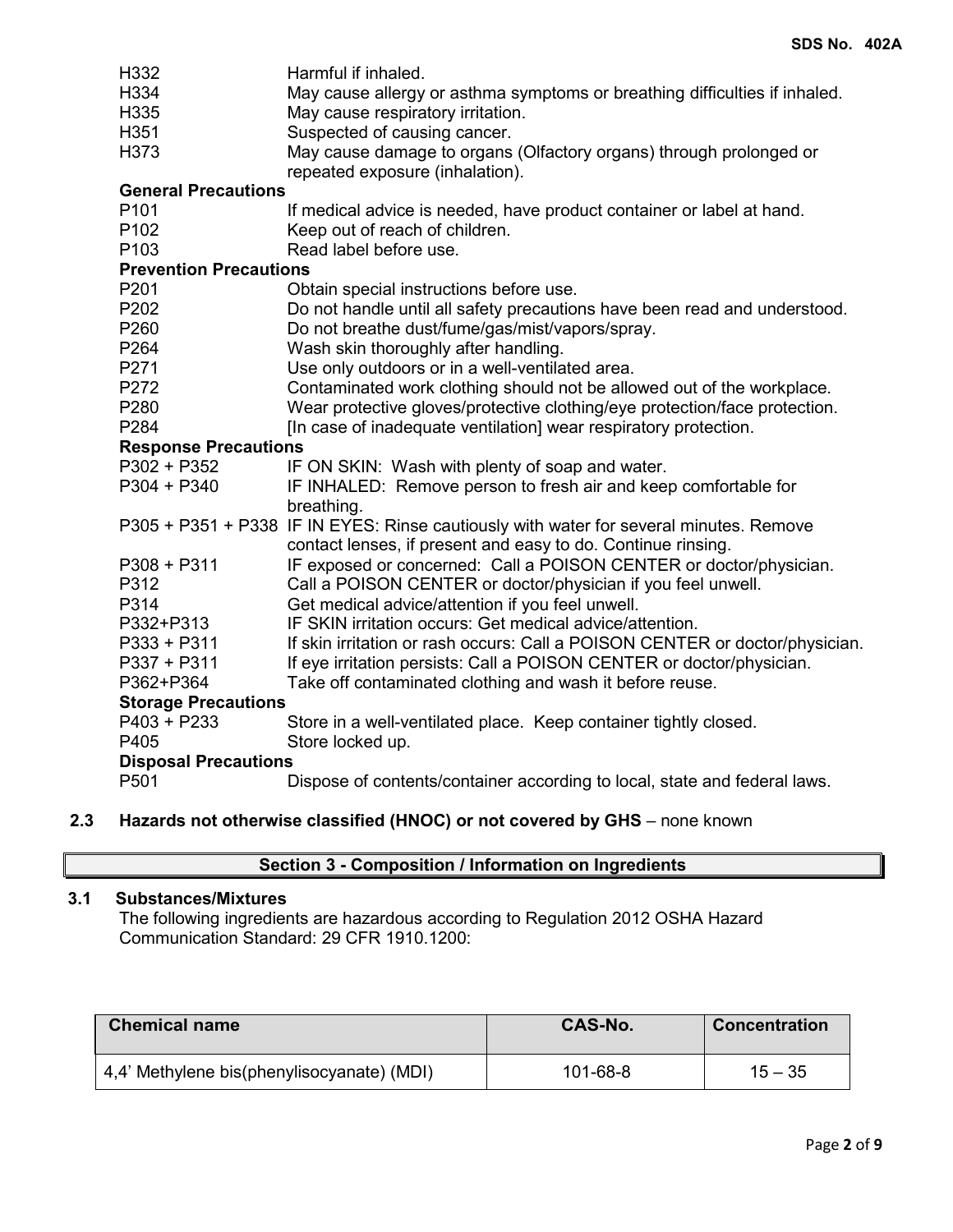| | |
|---|---|
| H332 | Harmful if inhaled. |
| H334 | May cause allergy or asthma symptoms or breathing difficulties if inhaled. |
| H335 | May cause respiratory irritation. |
| H351 | Suspected of causing cancer. |
| H373 | May cause damage to organs (Olfactory organs) through prolonged or repeated exposure (inhalation). |

**General Precautions**

| | |
|---|---|
| P101 | If medical advice is needed, have product container or label at hand. |
| P102 | Keep out of reach of children. |
| P103 | Read label before use. |

**Prevention Precautions**

| | |
|---|---|
| P201 | Obtain special instructions before use. |
| P202 | Do not handle until all safety precautions have been read and understood. |
| P260 | Do not breathe dust/fume/gas/mist/vapors/spray. |
| P264 | Wash skin thoroughly after handling. |
| P271 | Use only outdoors or in a well-ventilated area. |
| P272 | Contaminated work clothing should not be allowed out of the workplace. |
| P280 | Wear protective gloves/protective clothing/eye protection/face protection. |
| P284 | [In case of inadequate ventilation] wear respiratory protection. |

**Response Precautions**

| | |
|---|---|
| P302 + P352 | IF ON SKIN: Wash with plenty of soap and water. |
| P304 + P340 | IF INHALED: Remove person to fresh air and keep comfortable for breathing. |
| P305 + P351 + P338 | IF IN EYES: Rinse cautiously with water for several minutes. Remove contact lenses, if present and easy to do. Continue rinsing. |
| P308 + P311 | IF exposed or concerned: Call a POISON CENTER or doctor/physician. |
| P312 | Call a POISON CENTER or doctor/physician if you feel unwell. |
| P314 | Get medical advice/attention if you feel unwell. |
| P332+P313 | IF SKIN irritation occurs: Get medical advice/attention. |
| P333 + P311 | If skin irritation or rash occurs: Call a POISON CENTER or doctor/physician. |
| P337 + P311 | If eye irritation persists: Call a POISON CENTER or doctor/physician. |
| P362+P364 | Take off contaminated clothing and wash it before reuse. |

**Storage Precautions**

| | |
|---|---|
| P403 + P233 | Store in a well-ventilated place. Keep container tightly closed. |
| P405 | Store locked up. |

**Disposal Precautions**

| | |
|---|---|
| P501 | Dispose of contents/container according to local, state and federal laws. |

**2.3 Hazards not otherwise classified (HNOC) or not covered by GHS** – none known

## Section 3 - Composition / Information on Ingredients

### 3.1 Substances/Mixtures

The following ingredients are hazardous according to Regulation 2012 OSHA Hazard Communication Standard: 29 CFR 1910.1200:

| Chemical name | CAS-No. | Concentration |
|---|---|---|
| 4,4' Methylene bis(phenylisocyanate) (MDI) | 101-68-8 | 15 – 35 |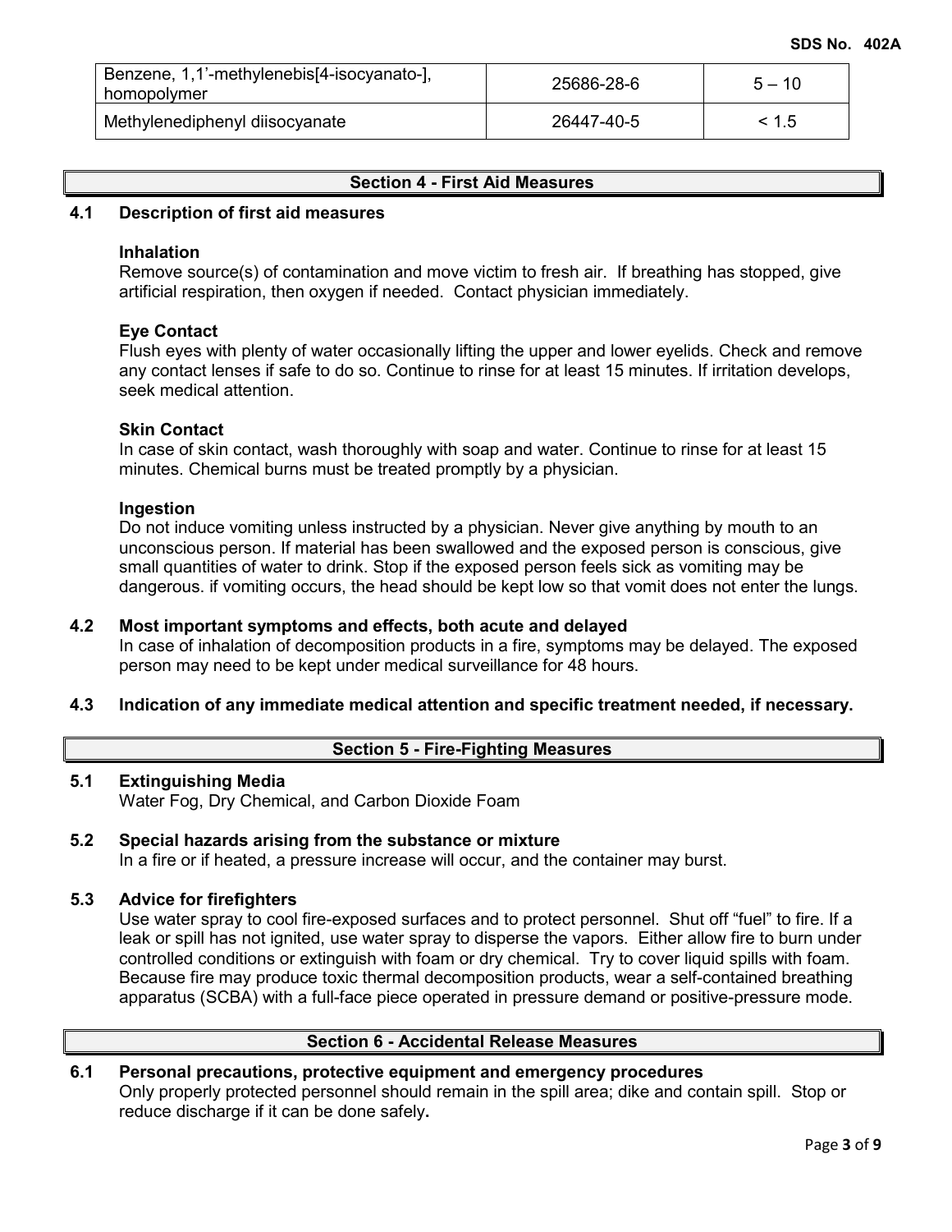| Benzene, 1,1'-methylenebis[4-isocyanato-], homopolymer | 25686-28-6 | 5 – 10 |
|---|---|---|
| Methylenediphenyl diisocyanate | 26447-40-5 | < 1.5 |

## Section 4 - First Aid Measures

### 4.1 Description of first aid measures

**Inhalation**

Remove source(s) of contamination and move victim to fresh air. If breathing has stopped, give artificial respiration, then oxygen if needed. Contact physician immediately.

**Eye Contact**

Flush eyes with plenty of water occasionally lifting the upper and lower eyelids. Check and remove any contact lenses if safe to do so. Continue to rinse for at least 15 minutes. If irritation develops, seek medical attention.

**Skin Contact**

In case of skin contact, wash thoroughly with soap and water. Continue to rinse for at least 15 minutes. Chemical burns must be treated promptly by a physician.

**Ingestion**

Do not induce vomiting unless instructed by a physician. Never give anything by mouth to an unconscious person. If material has been swallowed and the exposed person is conscious, give small quantities of water to drink. Stop if the exposed person feels sick as vomiting may be dangerous. if vomiting occurs, the head should be kept low so that vomit does not enter the lungs.

### 4.2 Most important symptoms and effects, both acute and delayed

In case of inhalation of decomposition products in a fire, symptoms may be delayed. The exposed person may need to be kept under medical surveillance for 48 hours.

### 4.3 Indication of any immediate medical attention and specific treatment needed, if necessary.

## Section 5 - Fire-Fighting Measures

### 5.1 Extinguishing Media

Water Fog, Dry Chemical, and Carbon Dioxide Foam

### 5.2 Special hazards arising from the substance or mixture

In a fire or if heated, a pressure increase will occur, and the container may burst.

### 5.3 Advice for firefighters

Use water spray to cool fire-exposed surfaces and to protect personnel. Shut off "fuel" to fire. If a leak or spill has not ignited, use water spray to disperse the vapors. Either allow fire to burn under controlled conditions or extinguish with foam or dry chemical. Try to cover liquid spills with foam. Because fire may produce toxic thermal decomposition products, wear a self-contained breathing apparatus (SCBA) with a full-face piece operated in pressure demand or positive-pressure mode.

## Section 6 - Accidental Release Measures

### 6.1 Personal precautions, protective equipment and emergency procedures

Only properly protected personnel should remain in the spill area; dike and contain spill. Stop or reduce discharge if it can be done safely**.**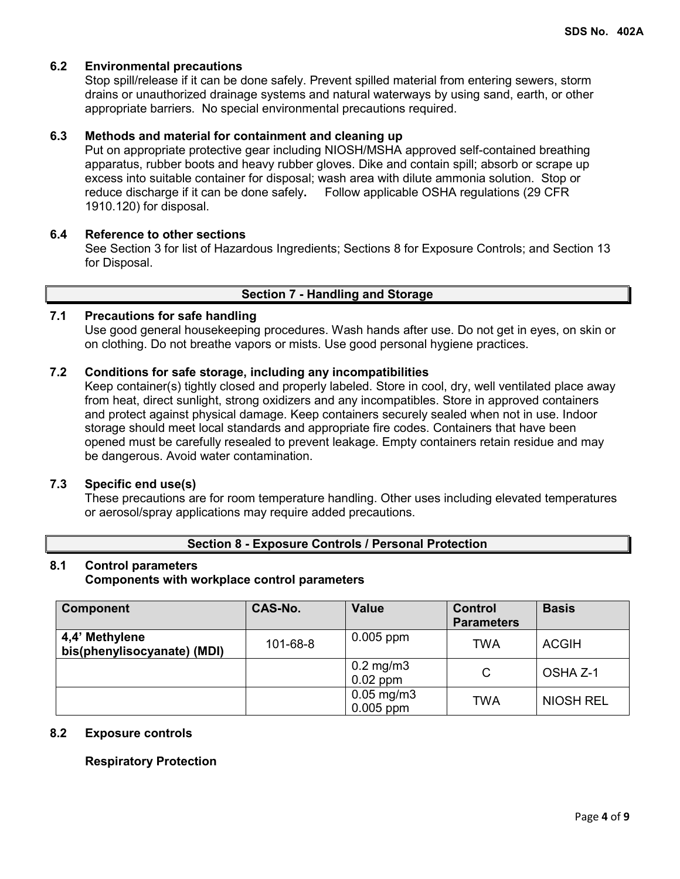### 6.2 Environmental precautions

Stop spill/release if it can be done safely. Prevent spilled material from entering sewers, storm drains or unauthorized drainage systems and natural waterways by using sand, earth, or other appropriate barriers. No special environmental precautions required.

### 6.3 Methods and material for containment and cleaning up

Put on appropriate protective gear including NIOSH/MSHA approved self-contained breathing apparatus, rubber boots and heavy rubber gloves. Dike and contain spill; absorb or scrape up excess into suitable container for disposal; wash area with dilute ammonia solution. Stop or reduce discharge if it can be done safely. Follow applicable OSHA regulations (29 CFR 1910.120) for disposal.

### 6.4 Reference to other sections

See Section 3 for list of Hazardous Ingredients; Sections 8 for Exposure Controls; and Section 13 for Disposal.

## Section 7 - Handling and Storage

### 7.1 Precautions for safe handling

Use good general housekeeping procedures. Wash hands after use. Do not get in eyes, on skin or on clothing. Do not breathe vapors or mists. Use good personal hygiene practices.

### 7.2 Conditions for safe storage, including any incompatibilities

Keep container(s) tightly closed and properly labeled. Store in cool, dry, well ventilated place away from heat, direct sunlight, strong oxidizers and any incompatibles. Store in approved containers and protect against physical damage. Keep containers securely sealed when not in use. Indoor storage should meet local standards and appropriate fire codes. Containers that have been opened must be carefully resealed to prevent leakage. Empty containers retain residue and may be dangerous. Avoid water contamination.

### 7.3 Specific end use(s)

These precautions are for room temperature handling. Other uses including elevated temperatures or aerosol/spray applications may require added precautions.

## Section 8 - Exposure Controls / Personal Protection

### 8.1 Control parameters

**Components with workplace control parameters**

| Component | CAS-No. | Value | Control Parameters | Basis |
|---|---|---|---|---|
| **4,4' Methylene bis(phenylisocyanate) (MDI)** | 101-68-8 | 0.005 ppm | TWA | ACGIH |
| | | 0.2 mg/m3<br>0.02 ppm | C | OSHA Z-1 |
| | | 0.05 mg/m3<br>0.005 ppm | TWA | NIOSH REL |

### 8.2 Exposure controls

**Respiratory Protection**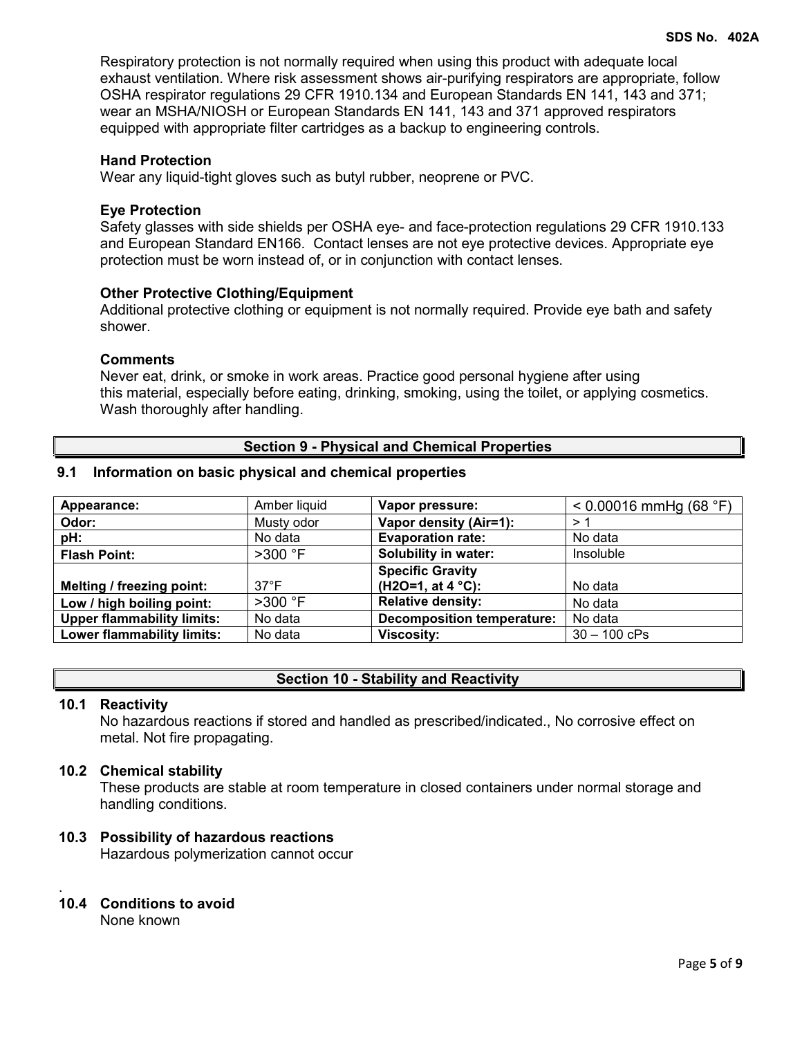Respiratory protection is not normally required when using this product with adequate local exhaust ventilation. Where risk assessment shows air-purifying respirators are appropriate, follow OSHA respirator regulations 29 CFR 1910.134 and European Standards EN 141, 143 and 371; wear an MSHA/NIOSH or European Standards EN 141, 143 and 371 approved respirators equipped with appropriate filter cartridges as a backup to engineering controls.

**Hand Protection**
Wear any liquid-tight gloves such as butyl rubber, neoprene or PVC.

**Eye Protection**
Safety glasses with side shields per OSHA eye- and face-protection regulations 29 CFR 1910.133 and European Standard EN166. Contact lenses are not eye protective devices. Appropriate eye protection must be worn instead of, or in conjunction with contact lenses.

**Other Protective Clothing/Equipment**
Additional protective clothing or equipment is not normally required. Provide eye bath and safety shower.

**Comments**
Never eat, drink, or smoke in work areas. Practice good personal hygiene after using this material, especially before eating, drinking, smoking, using the toilet, or applying cosmetics. Wash thoroughly after handling.

## Section 9 - Physical and Chemical Properties

### 9.1 Information on basic physical and chemical properties

| | | | |
|---|---|---|---|
| **Appearance:** | Amber liquid | **Vapor pressure:** | < 0.00016 mmHg (68 °F) |
| **Odor:** | Musty odor | **Vapor density (Air=1):** | > 1 |
| **pH:** | No data | **Evaporation rate:** | No data |
| **Flash Point:** | >300 °F | **Solubility in water:** | Insoluble |
| **Melting / freezing point:** | 37°F | **Specific Gravity ($H_2O$=1, at 4 °C):** | No data |
| **Low / high boiling point:** | >300 °F | **Relative density:** | No data |
| **Upper flammability limits:** | No data | **Decomposition temperature:** | No data |
| **Lower flammability limits:** | No data | **Viscosity:** | 30 – 100 cPs |

## Section 10 - Stability and Reactivity

### 10.1 Reactivity
No hazardous reactions if stored and handled as prescribed/indicated., No corrosive effect on metal. Not fire propagating.

### 10.2 Chemical stability
These products are stable at room temperature in closed containers under normal storage and handling conditions.

### 10.3 Possibility of hazardous reactions
Hazardous polymerization cannot occur

### 10.4 Conditions to avoid
None known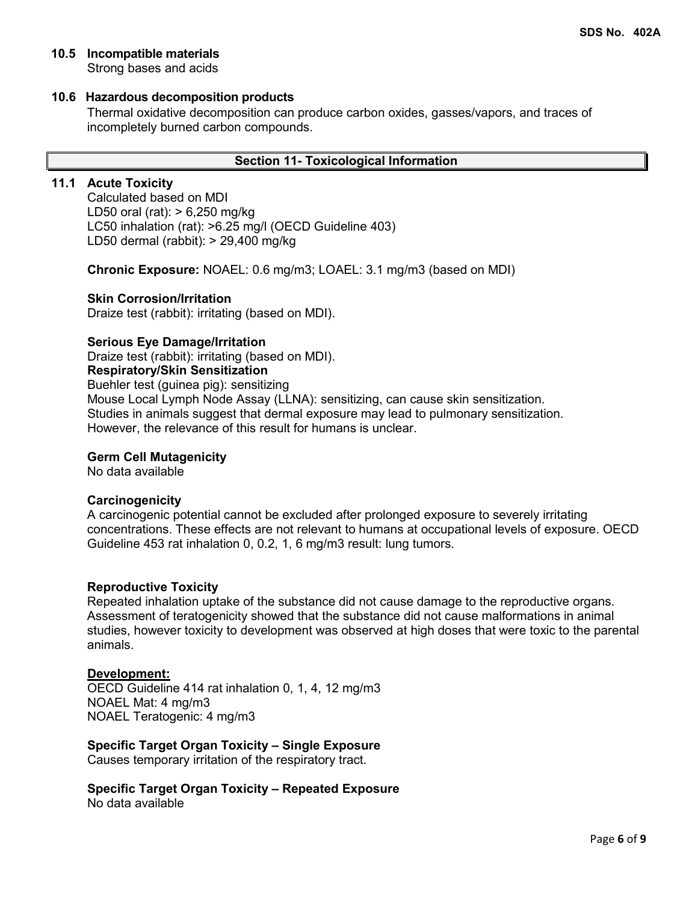### 10.5 Incompatible materials

Strong bases and acids

### 10.6 Hazardous decomposition products

Thermal oxidative decomposition can produce carbon oxides, gasses/vapors, and traces of incompletely burned carbon compounds.

## Section 11- Toxicological Information

### 11.1 Acute Toxicity

Calculated based on MDI
LD50 oral (rat): > 6,250 mg/kg
LC50 inhalation (rat): >6.25 mg/l (OECD Guideline 403)
LD50 dermal (rabbit): > 29,400 mg/kg

**Chronic Exposure:** NOAEL: 0.6 mg/m3; LOAEL: 3.1 mg/m3 (based on MDI)

**Skin Corrosion/Irritation**

Draize test (rabbit): irritating (based on MDI).

**Serious Eye Damage/Irritation**

Draize test (rabbit): irritating (based on MDI).

**Respiratory/Skin Sensitization**

Buehler test (guinea pig): sensitizing
Mouse Local Lymph Node Assay (LLNA): sensitizing, can cause skin sensitization.
Studies in animals suggest that dermal exposure may lead to pulmonary sensitization. However, the relevance of this result for humans is unclear.

**Germ Cell Mutagenicity**

No data available

**Carcinogenicity**

A carcinogenic potential cannot be excluded after prolonged exposure to severely irritating concentrations. These effects are not relevant to humans at occupational levels of exposure. OECD Guideline 453 rat inhalation 0, 0.2, 1, 6 mg/m3 result: lung tumors.

**Reproductive Toxicity**

Repeated inhalation uptake of the substance did not cause damage to the reproductive organs. Assessment of teratogenicity showed that the substance did not cause malformations in animal studies, however toxicity to development was observed at high doses that were toxic to the parental animals.

**Development:**

OECD Guideline 414 rat inhalation 0, 1, 4, 12 mg/m3
NOAEL Mat: 4 mg/m3
NOAEL Teratogenic: 4 mg/m3

**Specific Target Organ Toxicity – Single Exposure**

Causes temporary irritation of the respiratory tract.

**Specific Target Organ Toxicity – Repeated Exposure**

No data available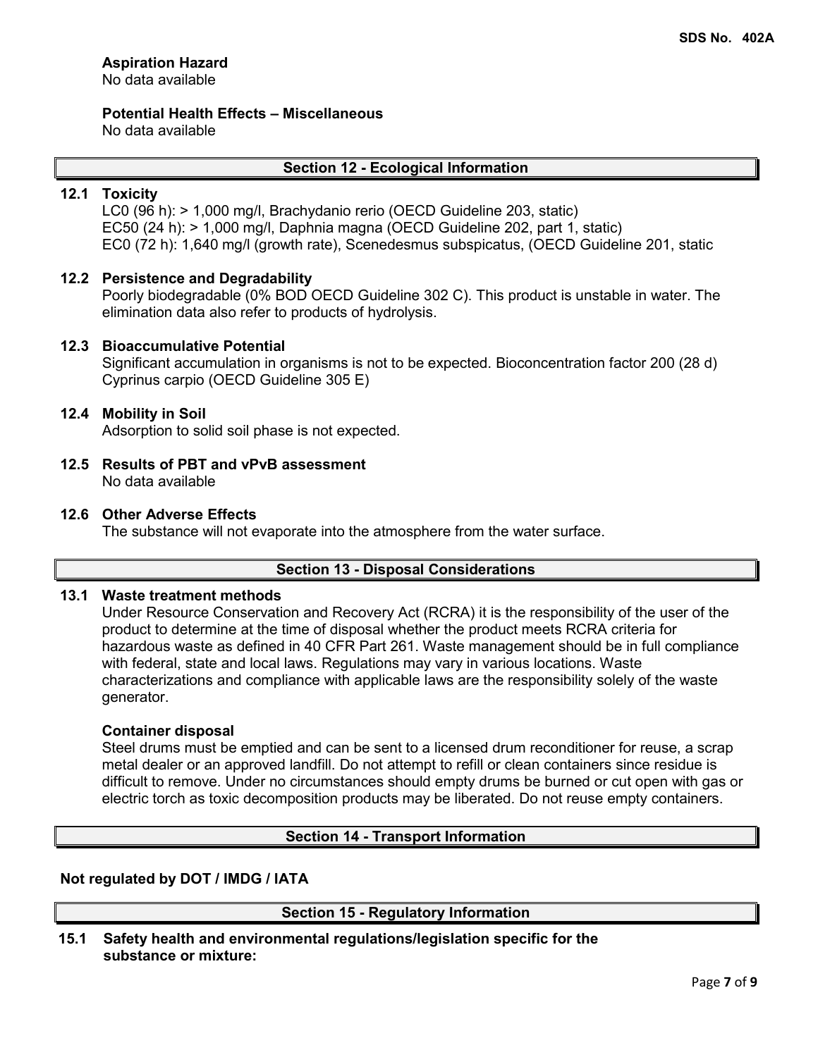**Aspiration Hazard**
No data available

**Potential Health Effects – Miscellaneous**
No data available

## Section 12 - Ecological Information

### 12.1 Toxicity

LC0 (96 h): > 1,000 mg/l, Brachydanio rerio (OECD Guideline 203, static)
EC50 (24 h): > 1,000 mg/l, Daphnia magna (OECD Guideline 202, part 1, static)
EC0 (72 h): 1,640 mg/l (growth rate), Scenedesmus subspicatus, (OECD Guideline 201, static

### 12.2 Persistence and Degradability

Poorly biodegradable (0% BOD OECD Guideline 302 C). This product is unstable in water. The elimination data also refer to products of hydrolysis.

### 12.3 Bioaccumulative Potential

Significant accumulation in organisms is not to be expected. Bioconcentration factor 200 (28 d) Cyprinus carpio (OECD Guideline 305 E)

### 12.4 Mobility in Soil

Adsorption to solid soil phase is not expected.

### 12.5 Results of PBT and vPvB assessment

No data available

### 12.6 Other Adverse Effects

The substance will not evaporate into the atmosphere from the water surface.

## Section 13 - Disposal Considerations

### 13.1 Waste treatment methods

Under Resource Conservation and Recovery Act (RCRA) it is the responsibility of the user of the product to determine at the time of disposal whether the product meets RCRA criteria for hazardous waste as defined in 40 CFR Part 261. Waste management should be in full compliance with federal, state and local laws. Regulations may vary in various locations. Waste characterizations and compliance with applicable laws are the responsibility solely of the waste generator.

**Container disposal**
Steel drums must be emptied and can be sent to a licensed drum reconditioner for reuse, a scrap metal dealer or an approved landfill. Do not attempt to refill or clean containers since residue is difficult to remove. Under no circumstances should empty drums be burned or cut open with gas or electric torch as toxic decomposition products may be liberated. Do not reuse empty containers.

## Section 14 - Transport Information

**Not regulated by DOT / IMDG / IATA**

## Section 15 - Regulatory Information

### 15.1 Safety health and environmental regulations/legislation specific for the substance or mixture: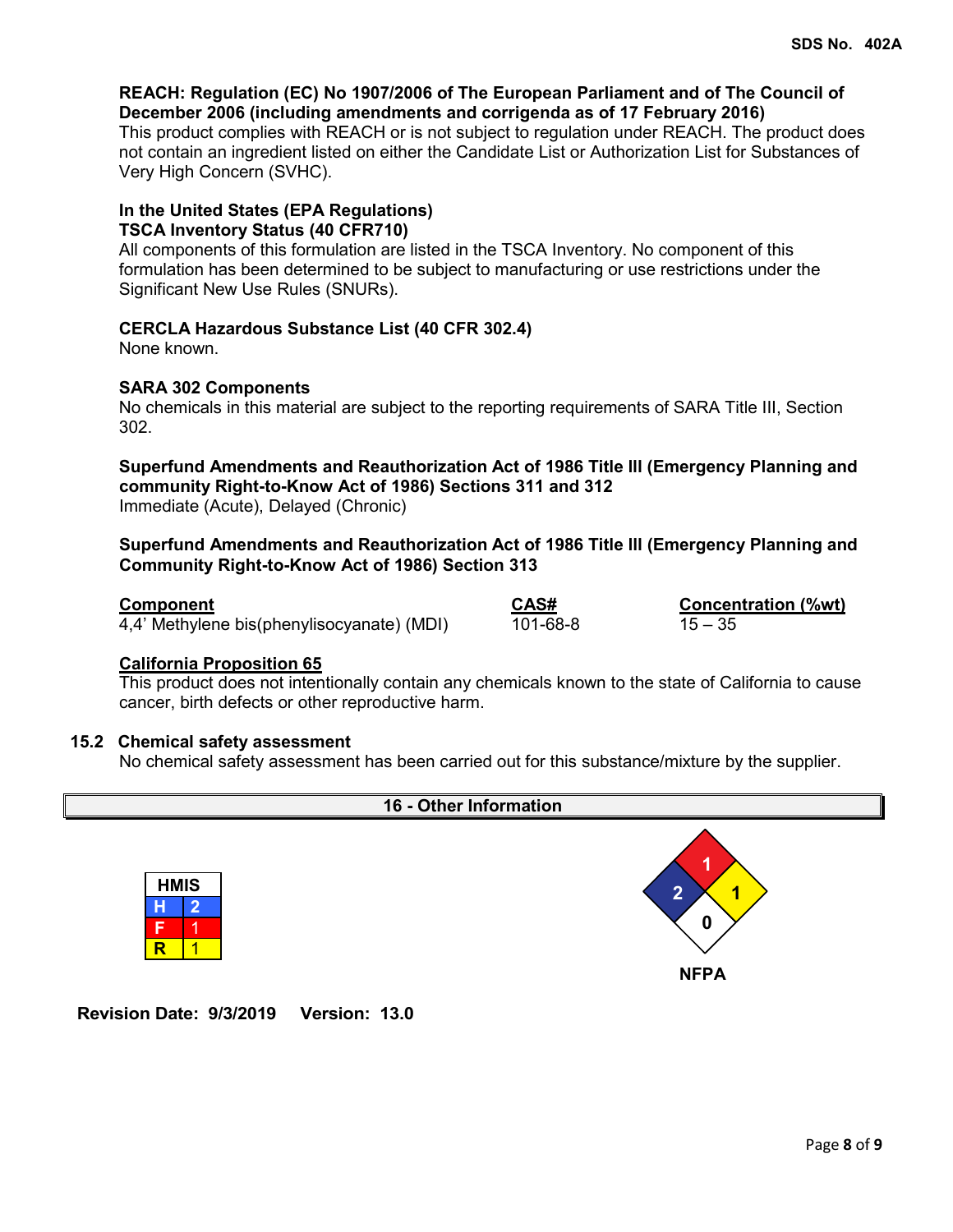**REACH: Regulation (EC) No 1907/2006 of The European Parliament and of The Council of December 2006 (including amendments and corrigenda as of 17 February 2016)**

This product complies with REACH or is not subject to regulation under REACH. The product does not contain an ingredient listed on either the Candidate List or Authorization List for Substances of Very High Concern (SVHC).

**In the United States (EPA Regulations)**
**TSCA Inventory Status (40 CFR710)**

All components of this formulation are listed in the TSCA Inventory. No component of this formulation has been determined to be subject to manufacturing or use restrictions under the Significant New Use Rules (SNURs).

**CERCLA Hazardous Substance List (40 CFR 302.4)**

None known.

**SARA 302 Components**

No chemicals in this material are subject to the reporting requirements of SARA Title III, Section 302.

**Superfund Amendments and Reauthorization Act of 1986 Title III (Emergency Planning and community Right-to-Know Act of 1986) Sections 311 and 312**

Immediate (Acute), Delayed (Chronic)

**Superfund Amendments and Reauthorization Act of 1986 Title III (Emergency Planning and Community Right-to-Know Act of 1986) Section 313**

| Component | CAS# | Concentration (%wt) |
|---|---|---|
| 4,4' Methylene bis(phenylisocyanate) (MDI) | 101-68-8 | 15 – 35 |

**California Proposition 65**

This product does not intentionally contain any chemicals known to the state of California to cause cancer, birth defects or other reproductive harm.

### 15.2 Chemical safety assessment

No chemical safety assessment has been carried out for this substance/mixture by the supplier.

## 16 - Other Information

| HMIS | |
|---|---|
| H | 2 |
| F | 1 |
| R | 1 |

NFPA: Health 2, Flammability 1, Instability 1, Special 0

**Revision Date: 9/3/2019 Version: 13.0**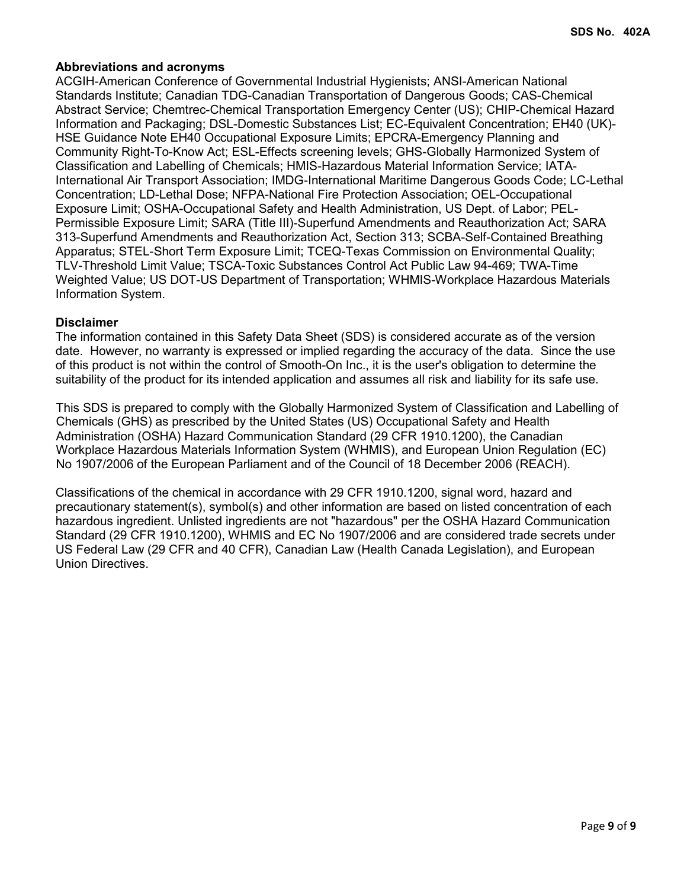**Abbreviations and acronyms**

ACGIH-American Conference of Governmental Industrial Hygienists; ANSI-American National Standards Institute; Canadian TDG-Canadian Transportation of Dangerous Goods; CAS-Chemical Abstract Service; Chemtrec-Chemical Transportation Emergency Center (US); CHIP-Chemical Hazard Information and Packaging; DSL-Domestic Substances List; EC-Equivalent Concentration; EH40 (UK)-HSE Guidance Note EH40 Occupational Exposure Limits; EPCRA-Emergency Planning and Community Right-To-Know Act; ESL-Effects screening levels; GHS-Globally Harmonized System of Classification and Labelling of Chemicals; HMIS-Hazardous Material Information Service; IATA-International Air Transport Association; IMDG-International Maritime Dangerous Goods Code; LC-Lethal Concentration; LD-Lethal Dose; NFPA-National Fire Protection Association; OEL-Occupational Exposure Limit; OSHA-Occupational Safety and Health Administration, US Dept. of Labor; PEL-Permissible Exposure Limit; SARA (Title III)-Superfund Amendments and Reauthorization Act; SARA 313-Superfund Amendments and Reauthorization Act, Section 313; SCBA-Self-Contained Breathing Apparatus; STEL-Short Term Exposure Limit; TCEQ-Texas Commission on Environmental Quality; TLV-Threshold Limit Value; TSCA-Toxic Substances Control Act Public Law 94-469; TWA-Time Weighted Value; US DOT-US Department of Transportation; WHMIS-Workplace Hazardous Materials Information System.

**Disclaimer**

The information contained in this Safety Data Sheet (SDS) is considered accurate as of the version date. However, no warranty is expressed or implied regarding the accuracy of the data. Since the use of this product is not within the control of Smooth-On Inc., it is the user's obligation to determine the suitability of the product for its intended application and assumes all risk and liability for its safe use.

This SDS is prepared to comply with the Globally Harmonized System of Classification and Labelling of Chemicals (GHS) as prescribed by the United States (US) Occupational Safety and Health Administration (OSHA) Hazard Communication Standard (29 CFR 1910.1200), the Canadian Workplace Hazardous Materials Information System (WHMIS), and European Union Regulation (EC) No 1907/2006 of the European Parliament and of the Council of 18 December 2006 (REACH).

Classifications of the chemical in accordance with 29 CFR 1910.1200, signal word, hazard and precautionary statement(s), symbol(s) and other information are based on listed concentration of each hazardous ingredient. Unlisted ingredients are not "hazardous" per the OSHA Hazard Communication Standard (29 CFR 1910.1200), WHMIS and EC No 1907/2006 and are considered trade secrets under US Federal Law (29 CFR and 40 CFR), Canadian Law (Health Canada Legislation), and European Union Directives.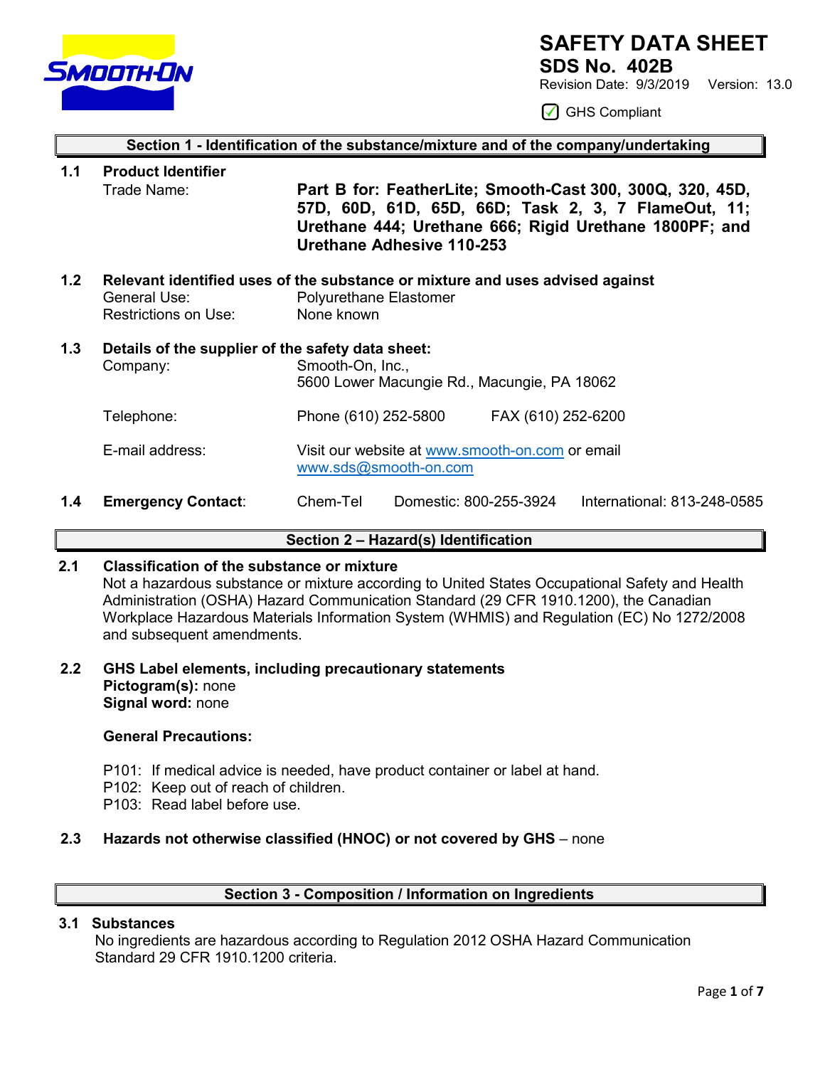# SAFETY DATA SHEET

## SDS No. 402B

Revision Date: 9/3/2019 Version: 13.0

☑ GHS Compliant

## Section 1 - Identification of the substance/mixture and of the company/undertaking

**1.1 Product Identifier**

Trade Name: **Part B for: FeatherLite; Smooth-Cast 300, 300Q, 320, 45D, 57D, 60D, 61D, 65D, 66D; Task 2, 3, 7 FlameOut, 11; Urethane 444; Urethane 666; Rigid Urethane 1800PF; and Urethane Adhesive 110-253**

**1.2 Relevant identified uses of the substance or mixture and uses advised against**

General Use: Polyurethane Elastomer
Restrictions on Use: None known

**1.3 Details of the supplier of the safety data sheet:**

Company: Smooth-On, Inc.,
5600 Lower Macungie Rd., Macungie, PA 18062

Telephone: Phone (610) 252-5800 FAX (610) 252-6200

E-mail address: Visit our website at www.smooth-on.com or email www.sds@smooth-on.com

**1.4 Emergency Contact**: Chem-Tel Domestic: 800-255-3924 International: 813-248-0585

## Section 2 – Hazard(s) Identification

**2.1 Classification of the substance or mixture**

Not a hazardous substance or mixture according to United States Occupational Safety and Health Administration (OSHA) Hazard Communication Standard (29 CFR 1910.1200), the Canadian Workplace Hazardous Materials Information System (WHMIS) and Regulation (EC) No 1272/2008 and subsequent amendments.

**2.2 GHS Label elements, including precautionary statements**

**Pictogram(s):** none
**Signal word:** none

**General Precautions:**

P101: If medical advice is needed, have product container or label at hand.
P102: Keep out of reach of children.
P103: Read label before use.

**2.3 Hazards not otherwise classified (HNOC) or not covered by GHS** – none

## Section 3 - Composition / Information on Ingredients

**3.1 Substances**

No ingredients are hazardous according to Regulation 2012 OSHA Hazard Communication Standard 29 CFR 1910.1200 criteria.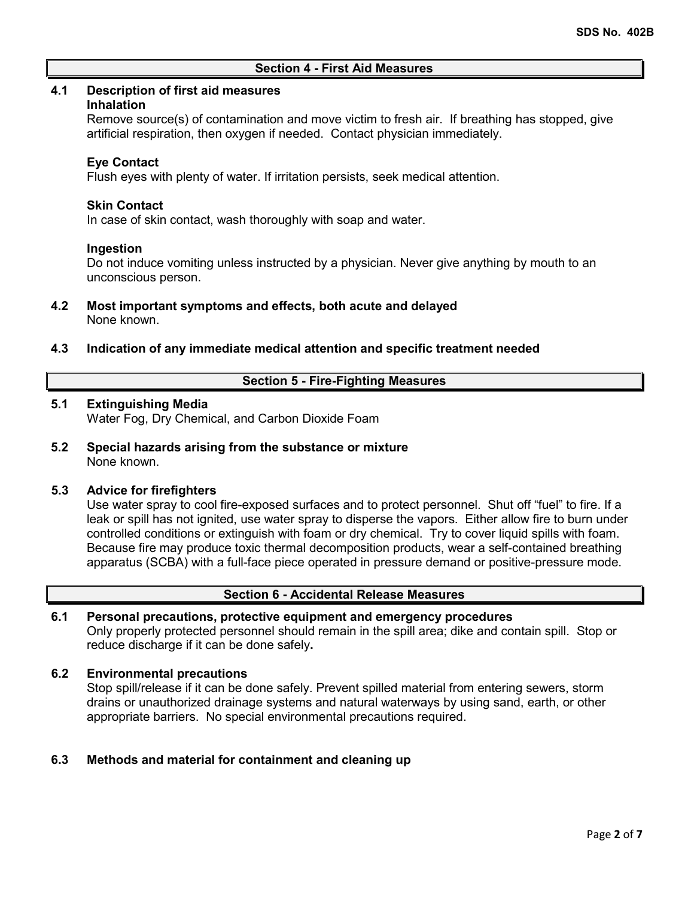## Section 4 - First Aid Measures

### 4.1 Description of first aid measures

**Inhalation**

Remove source(s) of contamination and move victim to fresh air. If breathing has stopped, give artificial respiration, then oxygen if needed. Contact physician immediately.

**Eye Contact**

Flush eyes with plenty of water. If irritation persists, seek medical attention.

**Skin Contact**

In case of skin contact, wash thoroughly with soap and water.

**Ingestion**

Do not induce vomiting unless instructed by a physician. Never give anything by mouth to an unconscious person.

### 4.2 Most important symptoms and effects, both acute and delayed

None known.

### 4.3 Indication of any immediate medical attention and specific treatment needed

## Section 5 - Fire-Fighting Measures

### 5.1 Extinguishing Media

Water Fog, Dry Chemical, and Carbon Dioxide Foam

### 5.2 Special hazards arising from the substance or mixture

None known.

### 5.3 Advice for firefighters

Use water spray to cool fire-exposed surfaces and to protect personnel. Shut off “fuel” to fire. If a leak or spill has not ignited, use water spray to disperse the vapors. Either allow fire to burn under controlled conditions or extinguish with foam or dry chemical. Try to cover liquid spills with foam. Because fire may produce toxic thermal decomposition products, wear a self-contained breathing apparatus (SCBA) with a full-face piece operated in pressure demand or positive-pressure mode.

## Section 6 - Accidental Release Measures

### 6.1 Personal precautions, protective equipment and emergency procedures

Only properly protected personnel should remain in the spill area; dike and contain spill. Stop or reduce discharge if it can be done safely**.**

### 6.2 Environmental precautions

Stop spill/release if it can be done safely. Prevent spilled material from entering sewers, storm drains or unauthorized drainage systems and natural waterways by using sand, earth, or other appropriate barriers. No special environmental precautions required.

### 6.3 Methods and material for containment and cleaning up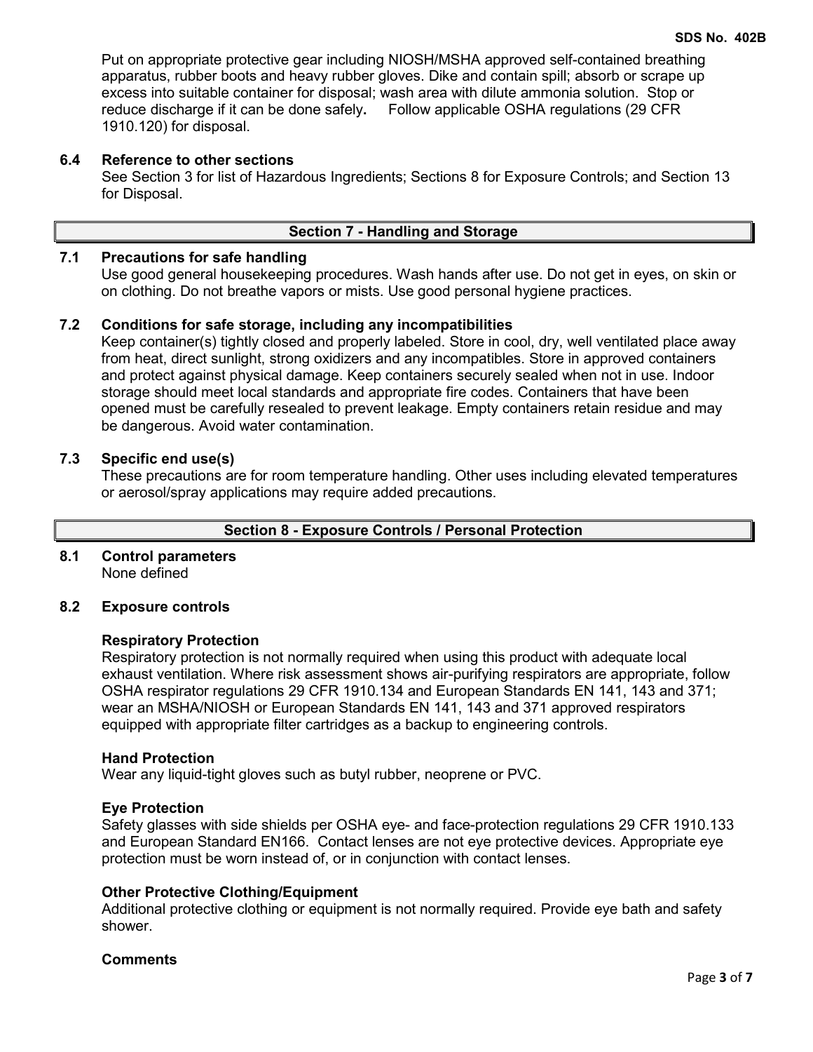Put on appropriate protective gear including NIOSH/MSHA approved self-contained breathing apparatus, rubber boots and heavy rubber gloves. Dike and contain spill; absorb or scrape up excess into suitable container for disposal; wash area with dilute ammonia solution. Stop or reduce discharge if it can be done safely**.** Follow applicable OSHA regulations (29 CFR 1910.120) for disposal.

**6.4 Reference to other sections**

See Section 3 for list of Hazardous Ingredients; Sections 8 for Exposure Controls; and Section 13 for Disposal.

## Section 7 - Handling and Storage

**7.1 Precautions for safe handling**

Use good general housekeeping procedures. Wash hands after use. Do not get in eyes, on skin or on clothing. Do not breathe vapors or mists. Use good personal hygiene practices.

**7.2 Conditions for safe storage, including any incompatibilities**

Keep container(s) tightly closed and properly labeled. Store in cool, dry, well ventilated place away from heat, direct sunlight, strong oxidizers and any incompatibles. Store in approved containers and protect against physical damage. Keep containers securely sealed when not in use. Indoor storage should meet local standards and appropriate fire codes. Containers that have been opened must be carefully resealed to prevent leakage. Empty containers retain residue and may be dangerous. Avoid water contamination.

**7.3 Specific end use(s)**

These precautions are for room temperature handling. Other uses including elevated temperatures or aerosol/spray applications may require added precautions.

## Section 8 - Exposure Controls / Personal Protection

**8.1 Control parameters**

None defined

**8.2 Exposure controls**

**Respiratory Protection**

Respiratory protection is not normally required when using this product with adequate local exhaust ventilation. Where risk assessment shows air-purifying respirators are appropriate, follow OSHA respirator regulations 29 CFR 1910.134 and European Standards EN 141, 143 and 371; wear an MSHA/NIOSH or European Standards EN 141, 143 and 371 approved respirators equipped with appropriate filter cartridges as a backup to engineering controls.

**Hand Protection**

Wear any liquid-tight gloves such as butyl rubber, neoprene or PVC.

**Eye Protection**

Safety glasses with side shields per OSHA eye- and face-protection regulations 29 CFR 1910.133 and European Standard EN166. Contact lenses are not eye protective devices. Appropriate eye protection must be worn instead of, or in conjunction with contact lenses.

**Other Protective Clothing/Equipment**

Additional protective clothing or equipment is not normally required. Provide eye bath and safety shower.

**Comments**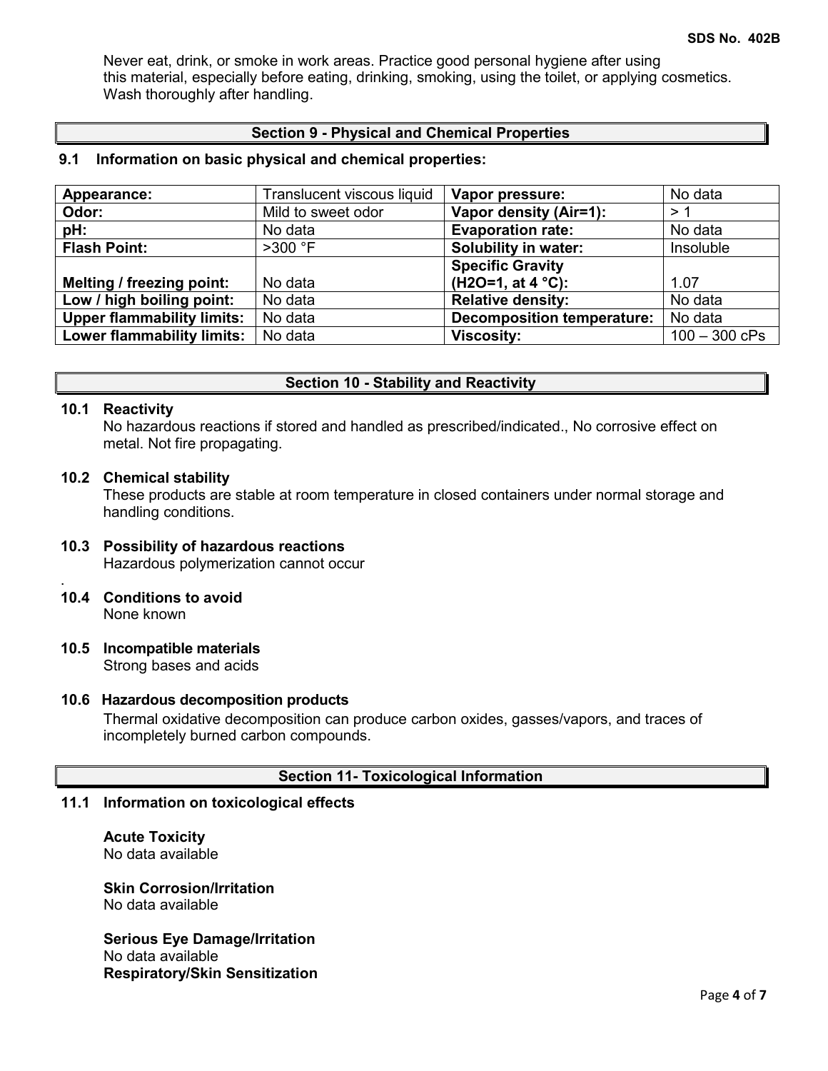Never eat, drink, or smoke in work areas. Practice good personal hygiene after using this material, especially before eating, drinking, smoking, using the toilet, or applying cosmetics. Wash thoroughly after handling.

## Section 9 - Physical and Chemical Properties

### 9.1 Information on basic physical and chemical properties:

| | | | |
|---|---|---|---|
| **Appearance:** | Translucent viscous liquid | **Vapor pressure:** | No data |
| **Odor:** | Mild to sweet odor | **Vapor density (Air=1):** | > 1 |
| **pH:** | No data | **Evaporation rate:** | No data |
| **Flash Point:** | >300 °F | **Solubility in water:** | Insoluble |
| **Melting / freezing point:** | No data | **Specific Gravity (H2O=1, at 4 °C):** | 1.07 |
| **Low / high boiling point:** | No data | **Relative density:** | No data |
| **Upper flammability limits:** | No data | **Decomposition temperature:** | No data |
| **Lower flammability limits:** | No data | **Viscosity:** | 100 – 300 cPs |

## Section 10 - Stability and Reactivity

### 10.1 Reactivity

No hazardous reactions if stored and handled as prescribed/indicated., No corrosive effect on metal. Not fire propagating.

### 10.2 Chemical stability

These products are stable at room temperature in closed containers under normal storage and handling conditions.

### 10.3 Possibility of hazardous reactions

Hazardous polymerization cannot occur

### 10.4 Conditions to avoid

None known

### 10.5 Incompatible materials

Strong bases and acids

### 10.6 Hazardous decomposition products

Thermal oxidative decomposition can produce carbon oxides, gasses/vapors, and traces of incompletely burned carbon compounds.

## Section 11- Toxicological Information

### 11.1 Information on toxicological effects

**Acute Toxicity**
No data available

**Skin Corrosion/Irritation**
No data available

**Serious Eye Damage/Irritation**
No data available
**Respiratory/Skin Sensitization**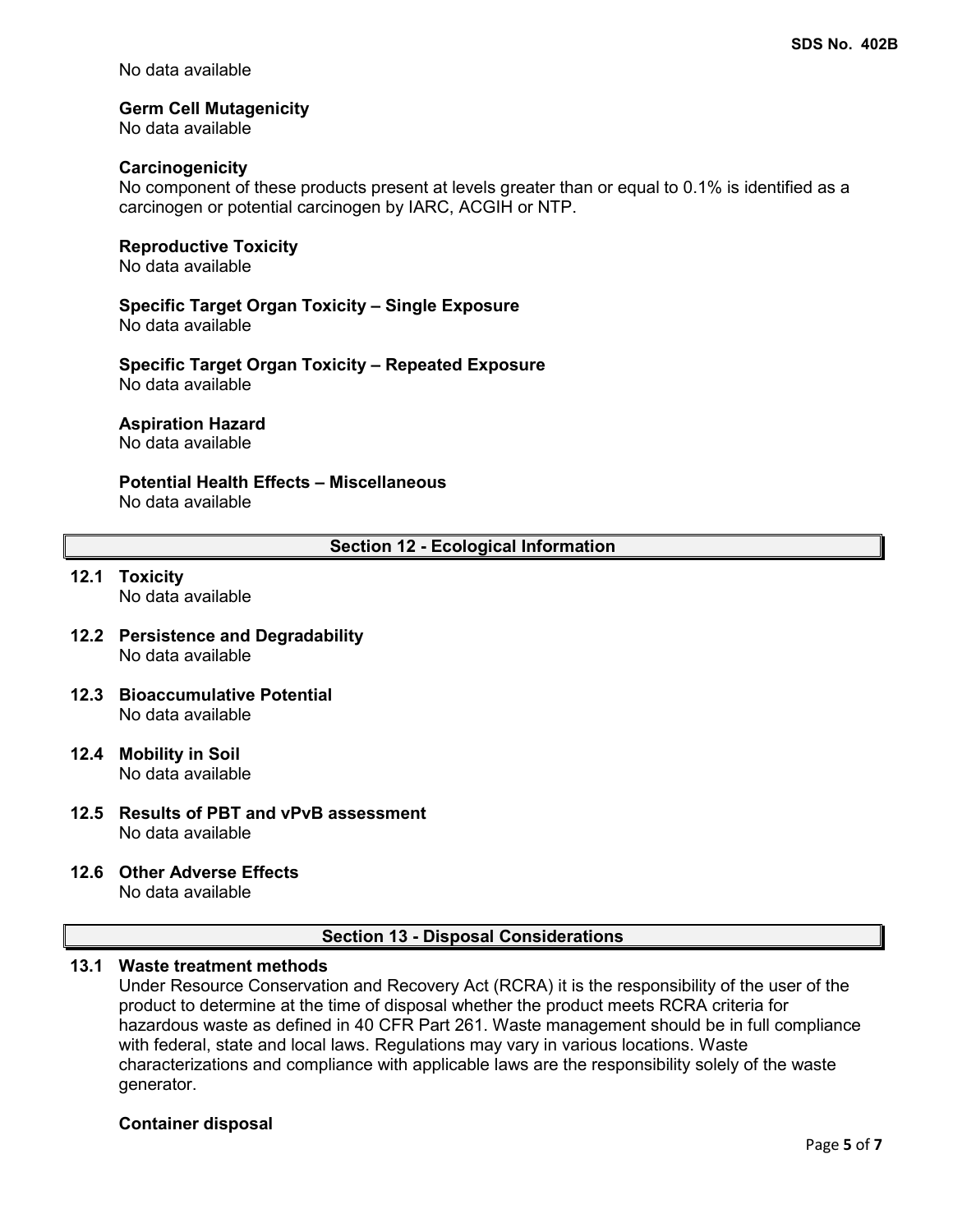No data available

**Germ Cell Mutagenicity**
No data available

**Carcinogenicity**
No component of these products present at levels greater than or equal to 0.1% is identified as a carcinogen or potential carcinogen by IARC, ACGIH or NTP.

**Reproductive Toxicity**
No data available

**Specific Target Organ Toxicity – Single Exposure**
No data available

**Specific Target Organ Toxicity – Repeated Exposure**
No data available

**Aspiration Hazard**
No data available

**Potential Health Effects – Miscellaneous**
No data available

## Section 12 - Ecological Information

**12.1 Toxicity**
No data available

**12.2 Persistence and Degradability**
No data available

**12.3 Bioaccumulative Potential**
No data available

**12.4 Mobility in Soil**
No data available

**12.5 Results of PBT and vPvB assessment**
No data available

**12.6 Other Adverse Effects**
No data available

## Section 13 - Disposal Considerations

**13.1 Waste treatment methods**
Under Resource Conservation and Recovery Act (RCRA) it is the responsibility of the user of the product to determine at the time of disposal whether the product meets RCRA criteria for hazardous waste as defined in 40 CFR Part 261. Waste management should be in full compliance with federal, state and local laws. Regulations may vary in various locations. Waste characterizations and compliance with applicable laws are the responsibility solely of the waste generator.

**Container disposal**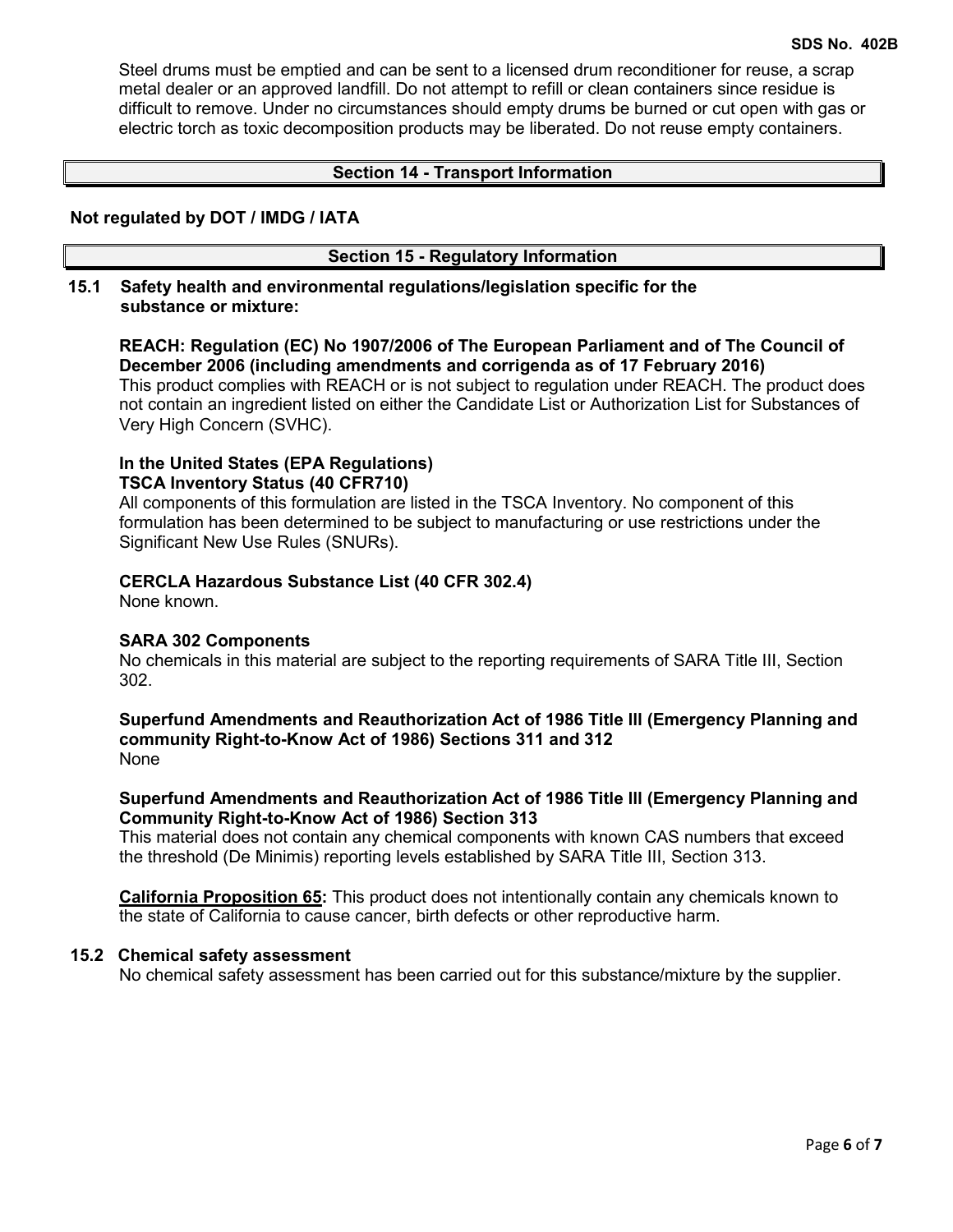Steel drums must be emptied and can be sent to a licensed drum reconditioner for reuse, a scrap metal dealer or an approved landfill. Do not attempt to refill or clean containers since residue is difficult to remove. Under no circumstances should empty drums be burned or cut open with gas or electric torch as toxic decomposition products may be liberated. Do not reuse empty containers.

## Section 14 - Transport Information

**Not regulated by DOT / IMDG / IATA**

## Section 15 - Regulatory Information

### 15.1 Safety health and environmental regulations/legislation specific for the substance or mixture:

**REACH: Regulation (EC) No 1907/2006 of The European Parliament and of The Council of December 2006 (including amendments and corrigenda as of 17 February 2016)**
This product complies with REACH or is not subject to regulation under REACH. The product does not contain an ingredient listed on either the Candidate List or Authorization List for Substances of Very High Concern (SVHC).

**In the United States (EPA Regulations)**
**TSCA Inventory Status (40 CFR710)**
All components of this formulation are listed in the TSCA Inventory. No component of this formulation has been determined to be subject to manufacturing or use restrictions under the Significant New Use Rules (SNURs).

**CERCLA Hazardous Substance List (40 CFR 302.4)**
None known.

**SARA 302 Components**
No chemicals in this material are subject to the reporting requirements of SARA Title III, Section 302.

**Superfund Amendments and Reauthorization Act of 1986 Title lll (Emergency Planning and community Right-to-Know Act of 1986) Sections 311 and 312**
None

**Superfund Amendments and Reauthorization Act of 1986 Title lll (Emergency Planning and Community Right-to-Know Act of 1986) Section 313**
This material does not contain any chemical components with known CAS numbers that exceed the threshold (De Minimis) reporting levels established by SARA Title III, Section 313.

**California Proposition 65:** This product does not intentionally contain any chemicals known to the state of California to cause cancer, birth defects or other reproductive harm.

### 15.2 Chemical safety assessment

No chemical safety assessment has been carried out for this substance/mixture by the supplier.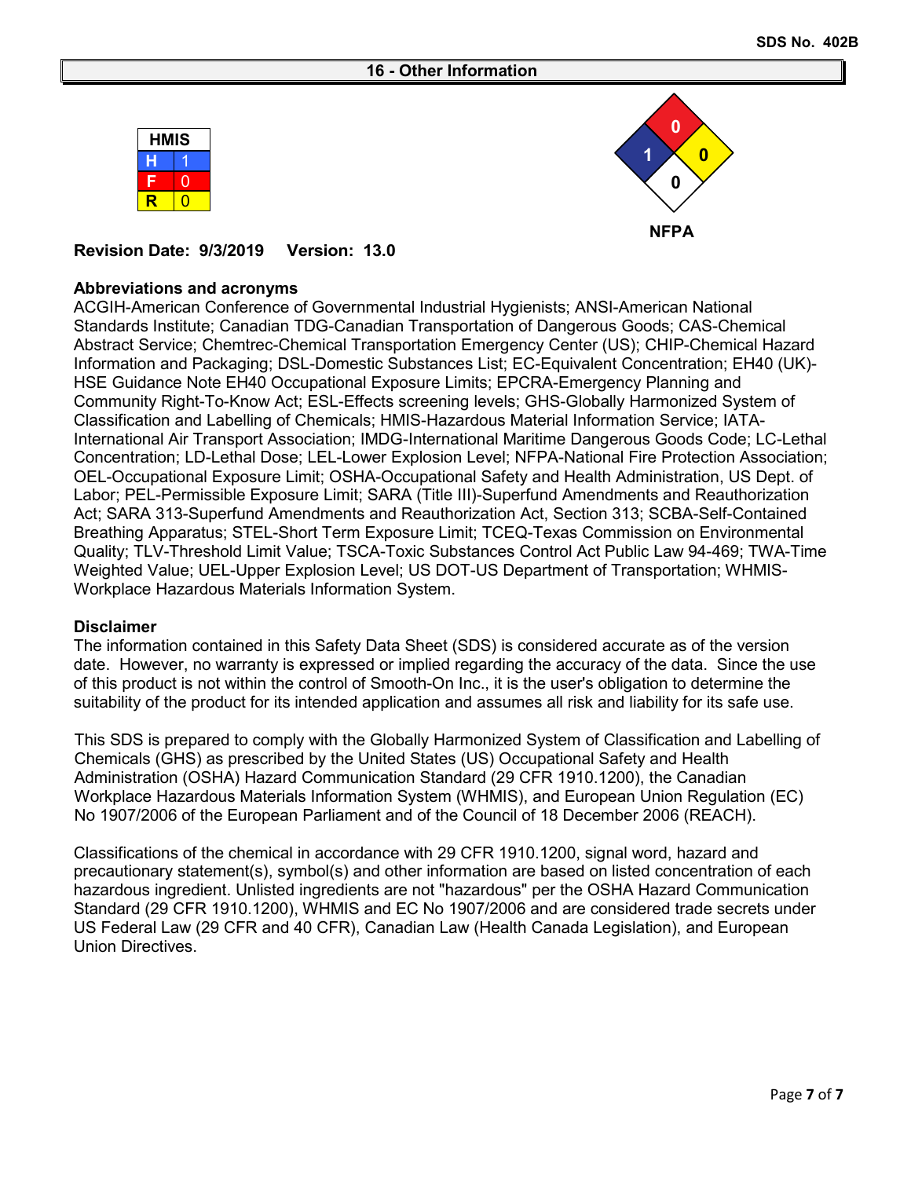## 16 - Other Information

| HMIS | |
|---|---|
| H | 1 |
| F | 0 |
| R | 0 |

0
1
0
0
NFPA

**Revision Date: 9/3/2019 Version: 13.0**

**Abbreviations and acronyms**

ACGIH-American Conference of Governmental Industrial Hygienists; ANSI-American National Standards Institute; Canadian TDG-Canadian Transportation of Dangerous Goods; CAS-Chemical Abstract Service; Chemtrec-Chemical Transportation Emergency Center (US); CHIP-Chemical Hazard Information and Packaging; DSL-Domestic Substances List; EC-Equivalent Concentration; EH40 (UK)-HSE Guidance Note EH40 Occupational Exposure Limits; EPCRA-Emergency Planning and Community Right-To-Know Act; ESL-Effects screening levels; GHS-Globally Harmonized System of Classification and Labelling of Chemicals; HMIS-Hazardous Material Information Service; IATA-International Air Transport Association; IMDG-International Maritime Dangerous Goods Code; LC-Lethal Concentration; LD-Lethal Dose; LEL-Lower Explosion Level; NFPA-National Fire Protection Association; OEL-Occupational Exposure Limit; OSHA-Occupational Safety and Health Administration, US Dept. of Labor; PEL-Permissible Exposure Limit; SARA (Title III)-Superfund Amendments and Reauthorization Act; SARA 313-Superfund Amendments and Reauthorization Act, Section 313; SCBA-Self-Contained Breathing Apparatus; STEL-Short Term Exposure Limit; TCEQ-Texas Commission on Environmental Quality; TLV-Threshold Limit Value; TSCA-Toxic Substances Control Act Public Law 94-469; TWA-Time Weighted Value; UEL-Upper Explosion Level; US DOT-US Department of Transportation; WHMIS-Workplace Hazardous Materials Information System.

**Disclaimer**

The information contained in this Safety Data Sheet (SDS) is considered accurate as of the version date. However, no warranty is expressed or implied regarding the accuracy of the data. Since the use of this product is not within the control of Smooth-On Inc., it is the user's obligation to determine the suitability of the product for its intended application and assumes all risk and liability for its safe use.

This SDS is prepared to comply with the Globally Harmonized System of Classification and Labelling of Chemicals (GHS) as prescribed by the United States (US) Occupational Safety and Health Administration (OSHA) Hazard Communication Standard (29 CFR 1910.1200), the Canadian Workplace Hazardous Materials Information System (WHMIS), and European Union Regulation (EC) No 1907/2006 of the European Parliament and of the Council of 18 December 2006 (REACH).

Classifications of the chemical in accordance with 29 CFR 1910.1200, signal word, hazard and precautionary statement(s), symbol(s) and other information are based on listed concentration of each hazardous ingredient. Unlisted ingredients are not "hazardous" per the OSHA Hazard Communication Standard (29 CFR 1910.1200), WHMIS and EC No 1907/2006 and are considered trade secrets under US Federal Law (29 CFR and 40 CFR), Canadian Law (Health Canada Legislation), and European Union Directives.